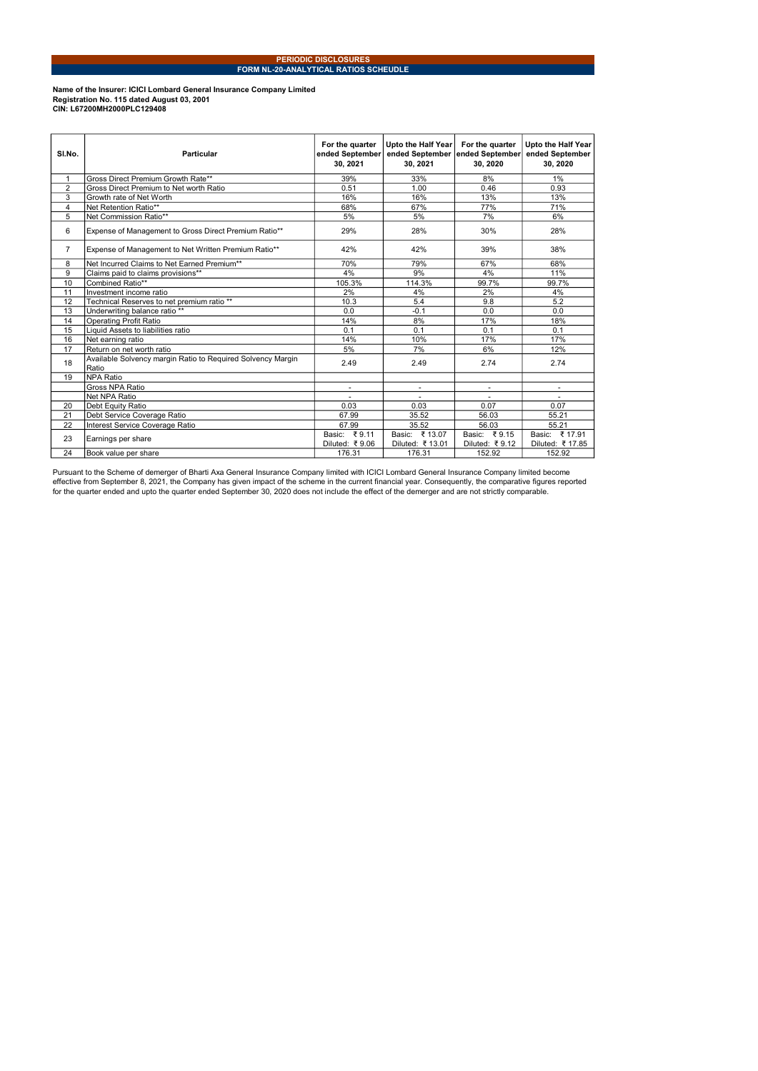# PERIODIC DISCLOSURES

## FORM NL-20-ANALYTICAL RATIOS SCHEUDLE

**Name of the Insurer: ICICI Lombard General Insurance Company Limited**
**Registration No. 115 dated August 03, 2001**
**CIN: L67200MH2000PLC129408**

| Sl.No. | Particular | For the quarter ended September 30, 2021 | Upto the Half Year ended September 30, 2021 | For the quarter ended September 30, 2020 | Upto the Half Year ended September 30, 2020 |
|---|---|---|---|---|---|
| 1 | Gross Direct Premium Growth Rate** | 39% | 33% | 8% | 1% |
| 2 | Gross Direct Premium to Net worth Ratio | 0.51 | 1.00 | 0.46 | 0.93 |
| 3 | Growth rate of Net Worth | 16% | 16% | 13% | 13% |
| 4 | Net Retention Ratio** | 68% | 67% | 77% | 71% |
| 5 | Net Commission Ratio** | 5% | 5% | 7% | 6% |
| 6 | Expense of Management to Gross Direct Premium Ratio** | 29% | 28% | 30% | 28% |
| 7 | Expense of Management to Net Written Premium Ratio** | 42% | 42% | 39% | 38% |
| 8 | Net Incurred Claims to Net Earned Premium** | 70% | 79% | 67% | 68% |
| 9 | Claims paid to claims provisions** | 4% | 9% | 4% | 11% |
| 10 | Combined Ratio** | 105.3% | 114.3% | 99.7% | 99.7% |
| 11 | Investment income ratio | 2% | 4% | 2% | 4% |
| 12 | Technical Reserves to net premium ratio ** | 10.3 | 5.4 | 9.8 | 5.2 |
| 13 | Underwriting balance ratio ** | 0.0 | -0.1 | 0.0 | 0.0 |
| 14 | Operating Profit Ratio | 14% | 8% | 17% | 18% |
| 15 | Liquid Assets to liabilities ratio | 0.1 | 0.1 | 0.1 | 0.1 |
| 16 | Net earning ratio | 14% | 10% | 17% | 17% |
| 17 | Return on net worth ratio | 5% | 7% | 6% | 12% |
| 18 | Available Solvency margin Ratio to Required Solvency Margin Ratio | 2.49 | 2.49 | 2.74 | 2.74 |
| 19 | NPA Ratio | | | | |
| | Gross NPA Ratio | - | - | - | - |
| | Net NPA Ratio | - | - | - | - |
| 20 | Debt Equity Ratio | 0.03 | 0.03 | 0.07 | 0.07 |
| 21 | Debt Service Coverage Ratio | 67.99 | 35.52 | 56.03 | 55.21 |
| 22 | Interest Service Coverage Ratio | 67.99 | 35.52 | 56.03 | 55.21 |
| 23 | Earnings per share | Basic: ₹ 9.11<br>Diluted: ₹ 9.06 | Basic: ₹ 13.07<br>Diluted: ₹ 13.01 | Basic: ₹ 9.15<br>Diluted: ₹ 9.12 | Basic: ₹ 17.91<br>Diluted: ₹ 17.85 |
| 24 | Book value per share | 176.31 | 176.31 | 152.92 | 152.92 |

Pursuant to the Scheme of demerger of Bharti Axa General Insurance Company limited with ICICI Lombard General Insurance Company limited become effective from September 8, 2021, the Company has given impact of the scheme in the current financial year. Consequently, the comparative figures reported for the quarter ended and upto the quarter ended September 30, 2020 does not include the effect of the demerger and are not strictly comparable.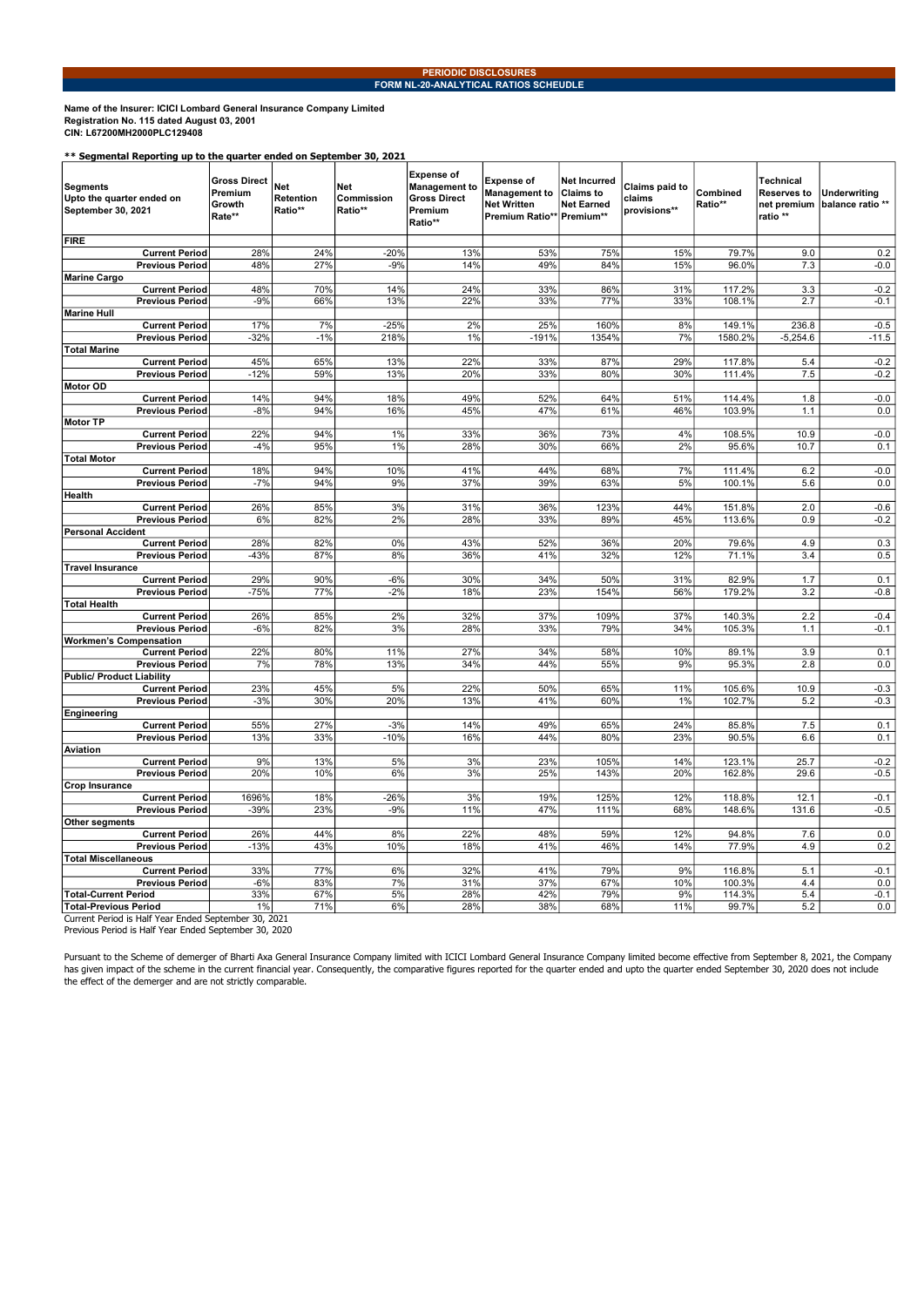**PERIODIC DISCLOSURES**
**FORM NL-20-ANALYTICAL RATIOS SCHEUDLE**

**Name of the Insurer: ICICI Lombard General Insurance Company Limited**
**Registration No. 115 dated August 03, 2001**
**CIN: L67200MH2000PLC129408**

**\*\* Segmental Reporting up to the quarter ended on September 30, 2021**

| Segments Upto the quarter ended on September 30, 2021 | Gross Direct Premium Growth Rate** | Net Retention Ratio** | Net Commission Ratio** | Expense of Management to Gross Direct Premium Ratio** | Expense of Management to Net Written Premium Ratio** | Net Incurred Claims to Net Earned Premium** | Claims paid to claims provisions** | Combined Ratio** | Technical Reserves to net premium ratio ** | Underwriting balance ratio ** |
|---|---|---|---|---|---|---|---|---|---|---|
| **FIRE** | | | | | | | | | | |
| Current Period | 28% | 24% | -20% | 13% | 53% | 75% | 15% | 79.7% | 9.0 | 0.2 |
| Previous Period | 48% | 27% | -9% | 14% | 49% | 84% | 15% | 96.0% | 7.3 | -0.0 |
| **Marine Cargo** | | | | | | | | | | |
| Current Period | 48% | 70% | 14% | 24% | 33% | 86% | 31% | 117.2% | 3.3 | -0.2 |
| Previous Period | -9% | 66% | 13% | 22% | 33% | 77% | 33% | 108.1% | 2.7 | -0.1 |
| **Marine Hull** | | | | | | | | | | |
| Current Period | 17% | 7% | -25% | 2% | 25% | 160% | 8% | 149.1% | 236.8 | -0.5 |
| Previous Period | -32% | -1% | 218% | 1% | -191% | 1354% | 7% | 1580.2% | -5,254.6 | -11.5 |
| **Total Marine** | | | | | | | | | | |
| Current Period | 45% | 65% | 13% | 22% | 33% | 87% | 29% | 117.8% | 5.4 | -0.2 |
| Previous Period | -12% | 59% | 13% | 20% | 33% | 80% | 30% | 111.4% | 7.5 | -0.2 |
| **Motor OD** | | | | | | | | | | |
| Current Period | 14% | 94% | 18% | 49% | 52% | 64% | 51% | 114.4% | 1.8 | -0.0 |
| Previous Period | -8% | 94% | 16% | 45% | 47% | 61% | 46% | 103.9% | 1.1 | 0.0 |
| **Motor TP** | | | | | | | | | | |
| Current Period | 22% | 94% | 1% | 33% | 36% | 73% | 4% | 108.5% | 10.9 | -0.0 |
| Previous Period | -4% | 95% | 1% | 28% | 30% | 66% | 2% | 95.6% | 10.7 | 0.1 |
| **Total Motor** | | | | | | | | | | |
| Current Period | 18% | 94% | 10% | 41% | 44% | 68% | 7% | 111.4% | 6.2 | -0.0 |
| Previous Period | -7% | 94% | 9% | 37% | 39% | 63% | 5% | 100.1% | 5.6 | 0.0 |
| **Health** | | | | | | | | | | |
| Current Period | 26% | 85% | 3% | 31% | 36% | 123% | 44% | 151.8% | 2.0 | -0.6 |
| Previous Period | 6% | 82% | 2% | 28% | 33% | 89% | 45% | 113.6% | 0.9 | -0.2 |
| **Personal Accident** | | | | | | | | | | |
| Current Period | 28% | 82% | 0% | 43% | 52% | 36% | 20% | 79.6% | 4.9 | 0.3 |
| Previous Period | -43% | 87% | 8% | 36% | 41% | 32% | 12% | 71.1% | 3.4 | 0.5 |
| **Travel Insurance** | | | | | | | | | | |
| Current Period | 29% | 90% | -6% | 30% | 34% | 50% | 31% | 82.9% | 1.7 | 0.1 |
| Previous Period | -75% | 77% | -2% | 18% | 23% | 154% | 56% | 179.2% | 3.2 | -0.8 |
| **Total Health** | | | | | | | | | | |
| Current Period | 26% | 85% | 2% | 32% | 37% | 109% | 37% | 140.3% | 2.2 | -0.4 |
| Previous Period | -6% | 82% | 3% | 28% | 33% | 79% | 34% | 105.3% | 1.1 | -0.1 |
| **Workmen's Compensation** | | | | | | | | | | |
| Current Period | 22% | 80% | 11% | 27% | 34% | 58% | 10% | 89.1% | 3.9 | 0.1 |
| Previous Period | 7% | 78% | 13% | 34% | 44% | 55% | 9% | 95.3% | 2.8 | 0.0 |
| **Public/ Product Liability** | | | | | | | | | | |
| Current Period | 23% | 45% | 5% | 22% | 50% | 65% | 11% | 105.6% | 10.9 | -0.3 |
| Previous Period | -3% | 30% | 20% | 13% | 41% | 60% | 1% | 102.7% | 5.2 | -0.3 |
| **Engineering** | | | | | | | | | | |
| Current Period | 55% | 27% | -3% | 14% | 49% | 65% | 24% | 85.8% | 7.5 | 0.1 |
| Previous Period | 13% | 33% | -10% | 16% | 44% | 80% | 23% | 90.5% | 6.6 | 0.1 |
| **Aviation** | | | | | | | | | | |
| Current Period | 9% | 13% | 5% | 3% | 23% | 105% | 14% | 123.1% | 25.7 | -0.2 |
| Previous Period | 20% | 10% | 6% | 3% | 25% | 143% | 20% | 162.8% | 29.6 | -0.5 |
| **Crop Insurance** | | | | | | | | | | |
| Current Period | 1696% | 18% | -26% | 3% | 19% | 125% | 12% | 118.8% | 12.1 | -0.1 |
| Previous Period | -39% | 23% | -9% | 11% | 47% | 111% | 68% | 148.6% | 131.6 | -0.5 |
| **Other segments** | | | | | | | | | | |
| Current Period | 26% | 44% | 8% | 22% | 48% | 59% | 12% | 94.8% | 7.6 | 0.0 |
| Previous Period | -13% | 43% | 10% | 18% | 41% | 46% | 14% | 77.9% | 4.9 | 0.2 |
| **Total Miscellaneous** | | | | | | | | | | |
| Current Period | 33% | 77% | 6% | 32% | 41% | 79% | 9% | 116.8% | 5.1 | -0.1 |
| Previous Period | -6% | 83% | 7% | 31% | 37% | 67% | 10% | 100.3% | 4.4 | 0.0 |
| **Total-Current Period** | 33% | 67% | 5% | 28% | 42% | 79% | 9% | 114.3% | 5.4 | -0.1 |
| **Total-Previous Period** | 1% | 71% | 6% | 28% | 38% | 68% | 11% | 99.7% | 5.2 | 0.0 |

Current Period is Half Year Ended September 30, 2021
Previous Period is Half Year Ended September 30, 2020

Pursuant to the Scheme of demerger of Bharti Axa General Insurance Company limited with ICICI Lombard General Insurance Company limited become effective from September 8, 2021, the Company has given impact of the scheme in the current financial year. Consequently, the comparative figures reported for the quarter ended and upto the quarter ended September 30, 2020 does not include the effect of the demerger and are not strictly comparable.